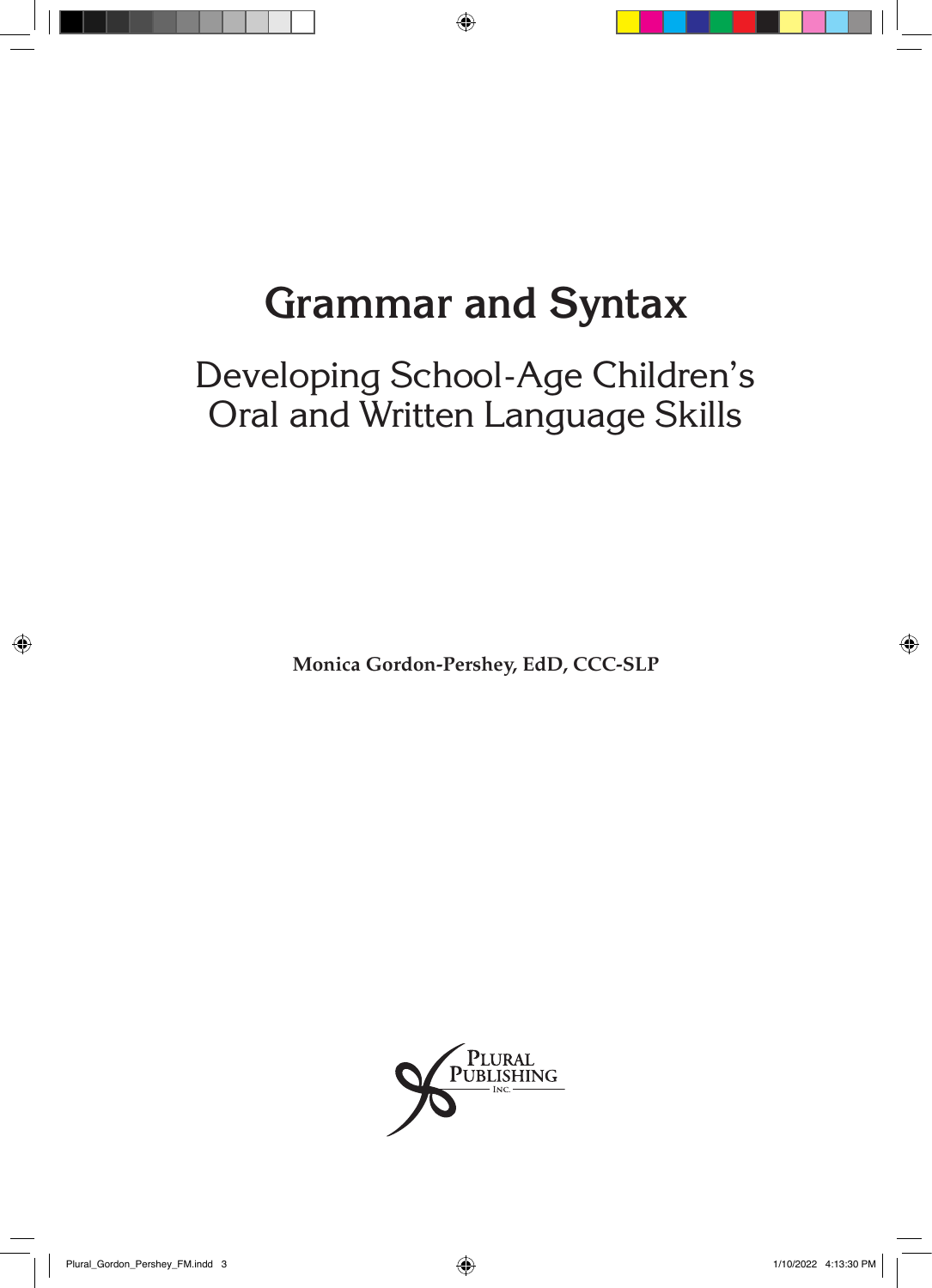# Grammar and Syntax

## Developing School-Age Children's Oral and Written Language Skills

**Monica Gordon-Pershey, EdD, CCC-SLP**

Plural Publishing Inc.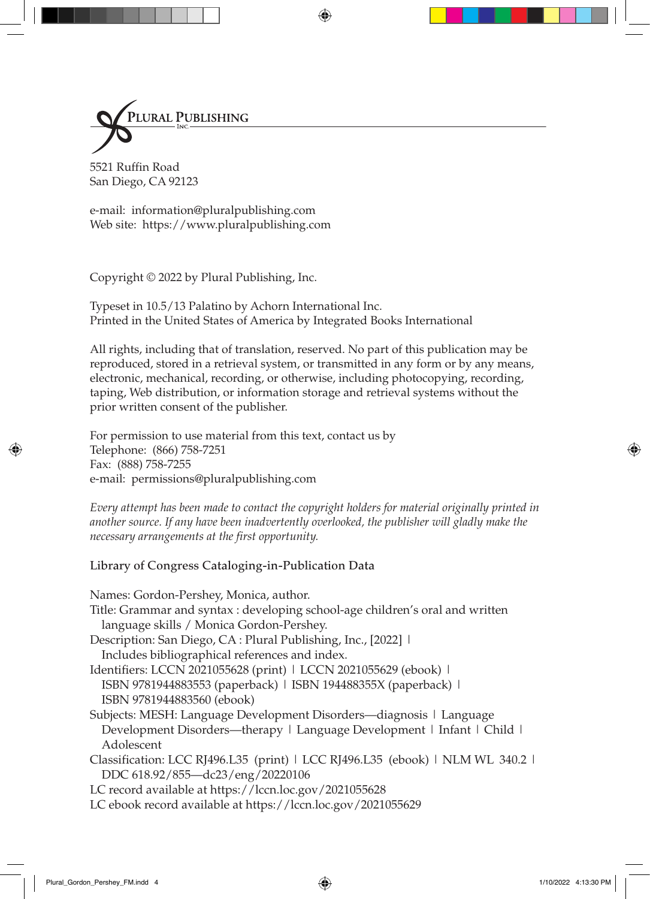PLURAL PUBLISHING INC.

5521 Ruffin Road
San Diego, CA 92123

e-mail: information@pluralpublishing.com
Web site: https://www.pluralpublishing.com

Copyright © 2022 by Plural Publishing, Inc.

Typeset in 10.5/13 Palatino by Achorn International Inc.
Printed in the United States of America by Integrated Books International

All rights, including that of translation, reserved. No part of this publication may be reproduced, stored in a retrieval system, or transmitted in any form or by any means, electronic, mechanical, recording, or otherwise, including photocopying, recording, taping, Web distribution, or information storage and retrieval systems without the prior written consent of the publisher.

For permission to use material from this text, contact us by
Telephone: (866) 758-7251
Fax: (888) 758-7255
e-mail: permissions@pluralpublishing.com

*Every attempt has been made to contact the copyright holders for material originally printed in another source. If any have been inadvertently overlooked, the publisher will gladly make the necessary arrangements at the first opportunity.*

**Library of Congress Cataloging-in-Publication Data**

Names: Gordon-Pershey, Monica, author.
Title: Grammar and syntax : developing school-age children's oral and written language skills / Monica Gordon-Pershey.
Description: San Diego, CA : Plural Publishing, Inc., [2022] | Includes bibliographical references and index.
Identifiers: LCCN 2021055628 (print) | LCCN 2021055629 (ebook) | ISBN 9781944883553 (paperback) | ISBN 194488355X (paperback) | ISBN 9781944883560 (ebook)
Subjects: MESH: Language Development Disorders—diagnosis | Language Development Disorders—therapy | Language Development | Infant | Child | Adolescent
Classification: LCC RJ496.L35 (print) | LCC RJ496.L35 (ebook) | NLM WL 340.2 | DDC 618.92/855—dc23/eng/20220106
LC record available at https://lccn.loc.gov/2021055628
LC ebook record available at https://lccn.loc.gov/2021055629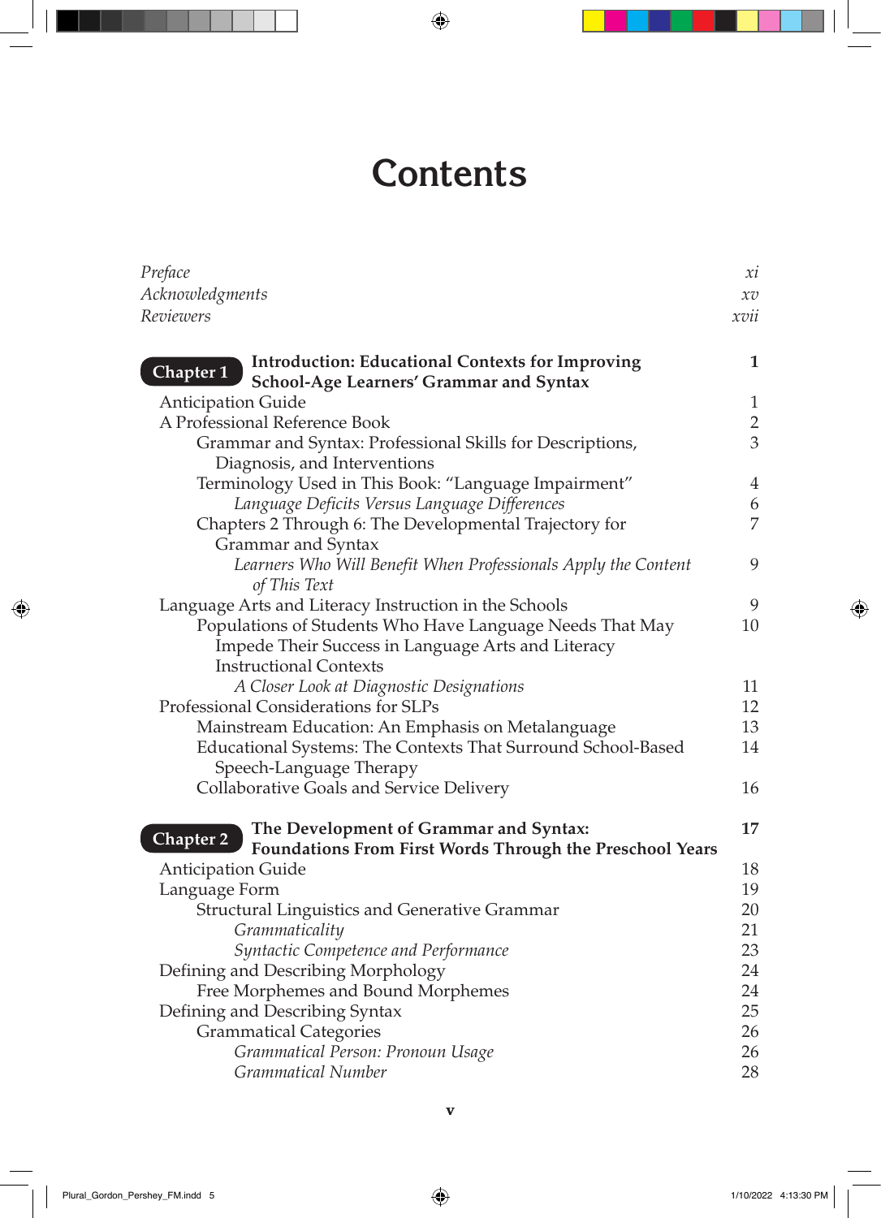# Contents

| | |
|---|---|
| *Preface* | *xi* |
| *Acknowledgments* | *xv* |
| *Reviewers* | *xvii* |

| | |
|---|---|
| **Chapter 1 Introduction: Educational Contexts for Improving School-Age Learners' Grammar and Syntax** | **1** |
| Anticipation Guide | 1 |
| A Professional Reference Book | 2 |
| &nbsp;&nbsp;&nbsp;&nbsp;Grammar and Syntax: Professional Skills for Descriptions, Diagnosis, and Interventions | 3 |
| &nbsp;&nbsp;&nbsp;&nbsp;Terminology Used in This Book: "Language Impairment" | 4 |
| &nbsp;&nbsp;&nbsp;&nbsp;&nbsp;&nbsp;&nbsp;&nbsp;*Language Deficits Versus Language Differences* | 6 |
| &nbsp;&nbsp;&nbsp;&nbsp;Chapters 2 Through 6: The Developmental Trajectory for Grammar and Syntax | 7 |
| &nbsp;&nbsp;&nbsp;&nbsp;&nbsp;&nbsp;&nbsp;&nbsp;*Learners Who Will Benefit When Professionals Apply the Content of This Text* | 9 |
| Language Arts and Literacy Instruction in the Schools | 9 |
| &nbsp;&nbsp;&nbsp;&nbsp;Populations of Students Who Have Language Needs That May Impede Their Success in Language Arts and Literacy Instructional Contexts | 10 |
| &nbsp;&nbsp;&nbsp;&nbsp;&nbsp;&nbsp;&nbsp;&nbsp;*A Closer Look at Diagnostic Designations* | 11 |
| Professional Considerations for SLPs | 12 |
| &nbsp;&nbsp;&nbsp;&nbsp;Mainstream Education: An Emphasis on Metalanguage | 13 |
| &nbsp;&nbsp;&nbsp;&nbsp;Educational Systems: The Contexts That Surround School-Based Speech-Language Therapy | 14 |
| &nbsp;&nbsp;&nbsp;&nbsp;Collaborative Goals and Service Delivery | 16 |

| | |
|---|---|
| **Chapter 2 The Development of Grammar and Syntax: Foundations From First Words Through the Preschool Years** | **17** |
| Anticipation Guide | 18 |
| Language Form | 19 |
| &nbsp;&nbsp;&nbsp;&nbsp;Structural Linguistics and Generative Grammar | 20 |
| &nbsp;&nbsp;&nbsp;&nbsp;&nbsp;&nbsp;&nbsp;&nbsp;*Grammaticality* | 21 |
| &nbsp;&nbsp;&nbsp;&nbsp;&nbsp;&nbsp;&nbsp;&nbsp;*Syntactic Competence and Performance* | 23 |
| Defining and Describing Morphology | 24 |
| &nbsp;&nbsp;&nbsp;&nbsp;Free Morphemes and Bound Morphemes | 24 |
| Defining and Describing Syntax | 25 |
| &nbsp;&nbsp;&nbsp;&nbsp;Grammatical Categories | 26 |
| &nbsp;&nbsp;&nbsp;&nbsp;&nbsp;&nbsp;&nbsp;&nbsp;*Grammatical Person: Pronoun Usage* | 26 |
| &nbsp;&nbsp;&nbsp;&nbsp;&nbsp;&nbsp;&nbsp;&nbsp;*Grammatical Number* | 28 |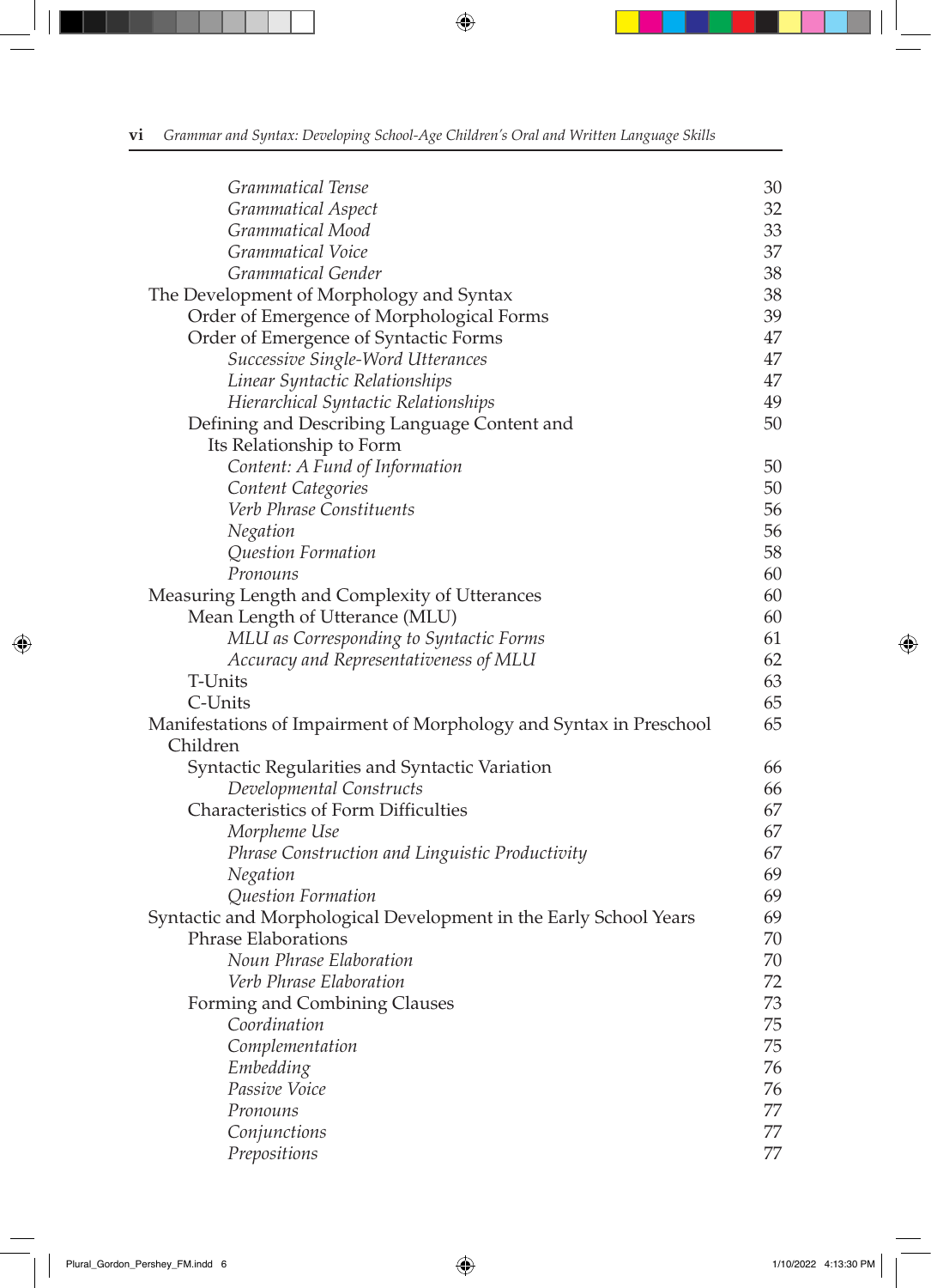*Grammatical Tense* 30
*Grammatical Aspect* 32
*Grammatical Mood* 33
*Grammatical Voice* 37
*Grammatical Gender* 38

The Development of Morphology and Syntax 38
Order of Emergence of Morphological Forms 39
Order of Emergence of Syntactic Forms 47
*Successive Single-Word Utterances* 47
*Linear Syntactic Relationships* 47
*Hierarchical Syntactic Relationships* 49
Defining and Describing Language Content and Its Relationship to Form 50
*Content: A Fund of Information* 50
*Content Categories* 50
*Verb Phrase Constituents* 56
*Negation* 56
*Question Formation* 58
*Pronouns* 60

Measuring Length and Complexity of Utterances 60
Mean Length of Utterance (MLU) 60
*MLU as Corresponding to Syntactic Forms* 61
*Accuracy and Representativeness of MLU* 62
T-Units 63
C-Units 65

Manifestations of Impairment of Morphology and Syntax in Preschool Children 65
Syntactic Regularities and Syntactic Variation 66
*Developmental Constructs* 66
Characteristics of Form Difficulties 67
*Morpheme Use* 67
*Phrase Construction and Linguistic Productivity* 67
*Negation* 69
*Question Formation* 69

Syntactic and Morphological Development in the Early School Years 69
Phrase Elaborations 70
*Noun Phrase Elaboration* 70
*Verb Phrase Elaboration* 72
Forming and Combining Clauses 73
*Coordination* 75
*Complementation* 75
*Embedding* 76
*Passive Voice* 76
*Pronouns* 77
*Conjunctions* 77
*Prepositions* 77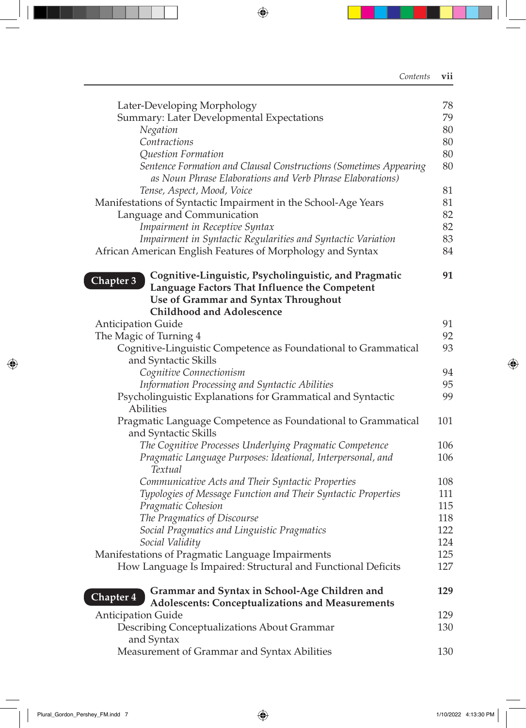Later-Developing Morphology 78
Summary: Later Developmental Expectations 79
*Negation* 80
*Contractions* 80
*Question Formation* 80
*Sentence Formation and Clausal Constructions (Sometimes Appearing as Noun Phrase Elaborations and Verb Phrase Elaborations)* 80
*Tense, Aspect, Mood, Voice* 81
Manifestations of Syntactic Impairment in the School-Age Years 81
Language and Communication 82
*Impairment in Receptive Syntax* 82
*Impairment in Syntactic Regularities and Syntactic Variation* 83
African American English Features of Morphology and Syntax 84

**Chapter 3** **Cognitive-Linguistic, Psycholinguistic, and Pragmatic Language Factors That Influence the Competent Use of Grammar and Syntax Throughout Childhood and Adolescence** **91**

Anticipation Guide 91
The Magic of Turning 4 92
Cognitive-Linguistic Competence as Foundational to Grammatical and Syntactic Skills 93
*Cognitive Connectionism* 94
*Information Processing and Syntactic Abilities* 95
Psycholinguistic Explanations for Grammatical and Syntactic Abilities 99
Pragmatic Language Competence as Foundational to Grammatical and Syntactic Skills 101
*The Cognitive Processes Underlying Pragmatic Competence* 106
*Pragmatic Language Purposes: Ideational, Interpersonal, and Textual* 106
*Communicative Acts and Their Syntactic Properties* 108
*Typologies of Message Function and Their Syntactic Properties* 111
*Pragmatic Cohesion* 115
*The Pragmatics of Discourse* 118
*Social Pragmatics and Linguistic Pragmatics* 122
*Social Validity* 124
Manifestations of Pragmatic Language Impairments 125
How Language Is Impaired: Structural and Functional Deficits 127

**Chapter 4** **Grammar and Syntax in School-Age Children and Adolescents: Conceptualizations and Measurements** **129**

Anticipation Guide 129
Describing Conceptualizations About Grammar and Syntax 130
Measurement of Grammar and Syntax Abilities 130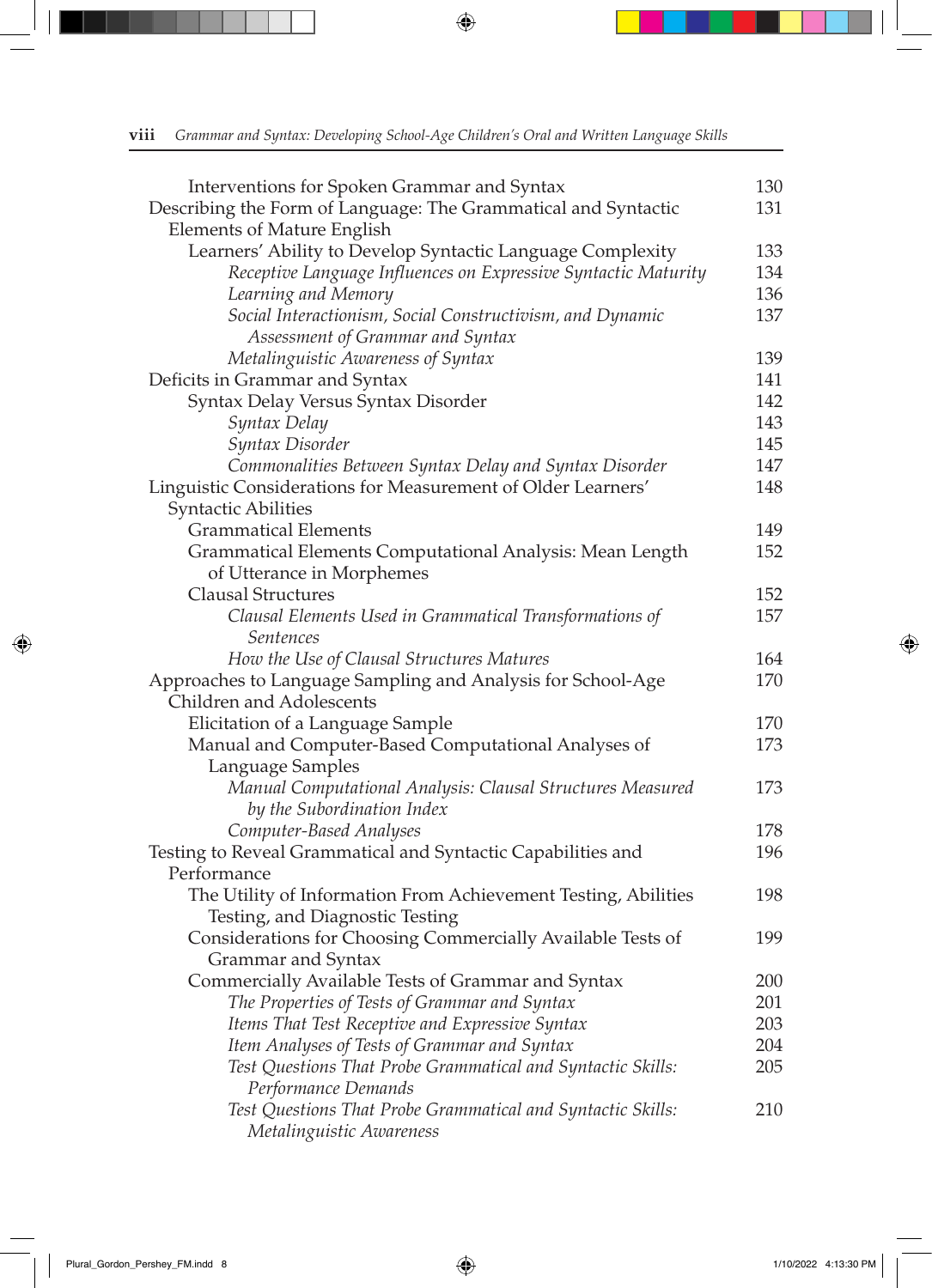| | |
|---|---|
| Interventions for Spoken Grammar and Syntax | 130 |
| Describing the Form of Language: The Grammatical and Syntactic Elements of Mature English | 131 |
| Learners' Ability to Develop Syntactic Language Complexity | 133 |
| *Receptive Language Influences on Expressive Syntactic Maturity* | 134 |
| *Learning and Memory* | 136 |
| *Social Interactionism, Social Constructivism, and Dynamic Assessment of Grammar and Syntax* | 137 |
| *Metalinguistic Awareness of Syntax* | 139 |
| Deficits in Grammar and Syntax | 141 |
| Syntax Delay Versus Syntax Disorder | 142 |
| *Syntax Delay* | 143 |
| *Syntax Disorder* | 145 |
| *Commonalities Between Syntax Delay and Syntax Disorder* | 147 |
| Linguistic Considerations for Measurement of Older Learners' Syntactic Abilities | 148 |
| Grammatical Elements | 149 |
| Grammatical Elements Computational Analysis: Mean Length of Utterance in Morphemes | 152 |
| Clausal Structures | 152 |
| *Clausal Elements Used in Grammatical Transformations of Sentences* | 157 |
| *How the Use of Clausal Structures Matures* | 164 |
| Approaches to Language Sampling and Analysis for School-Age Children and Adolescents | 170 |
| Elicitation of a Language Sample | 170 |
| Manual and Computer-Based Computational Analyses of Language Samples | 173 |
| *Manual Computational Analysis: Clausal Structures Measured by the Subordination Index* | 173 |
| *Computer-Based Analyses* | 178 |
| Testing to Reveal Grammatical and Syntactic Capabilities and Performance | 196 |
| The Utility of Information From Achievement Testing, Abilities Testing, and Diagnostic Testing | 198 |
| Considerations for Choosing Commercially Available Tests of Grammar and Syntax | 199 |
| Commercially Available Tests of Grammar and Syntax | 200 |
| *The Properties of Tests of Grammar and Syntax* | 201 |
| *Items That Test Receptive and Expressive Syntax* | 203 |
| *Item Analyses of Tests of Grammar and Syntax* | 204 |
| *Test Questions That Probe Grammatical and Syntactic Skills: Performance Demands* | 205 |
| *Test Questions That Probe Grammatical and Syntactic Skills: Metalinguistic Awareness* | 210 |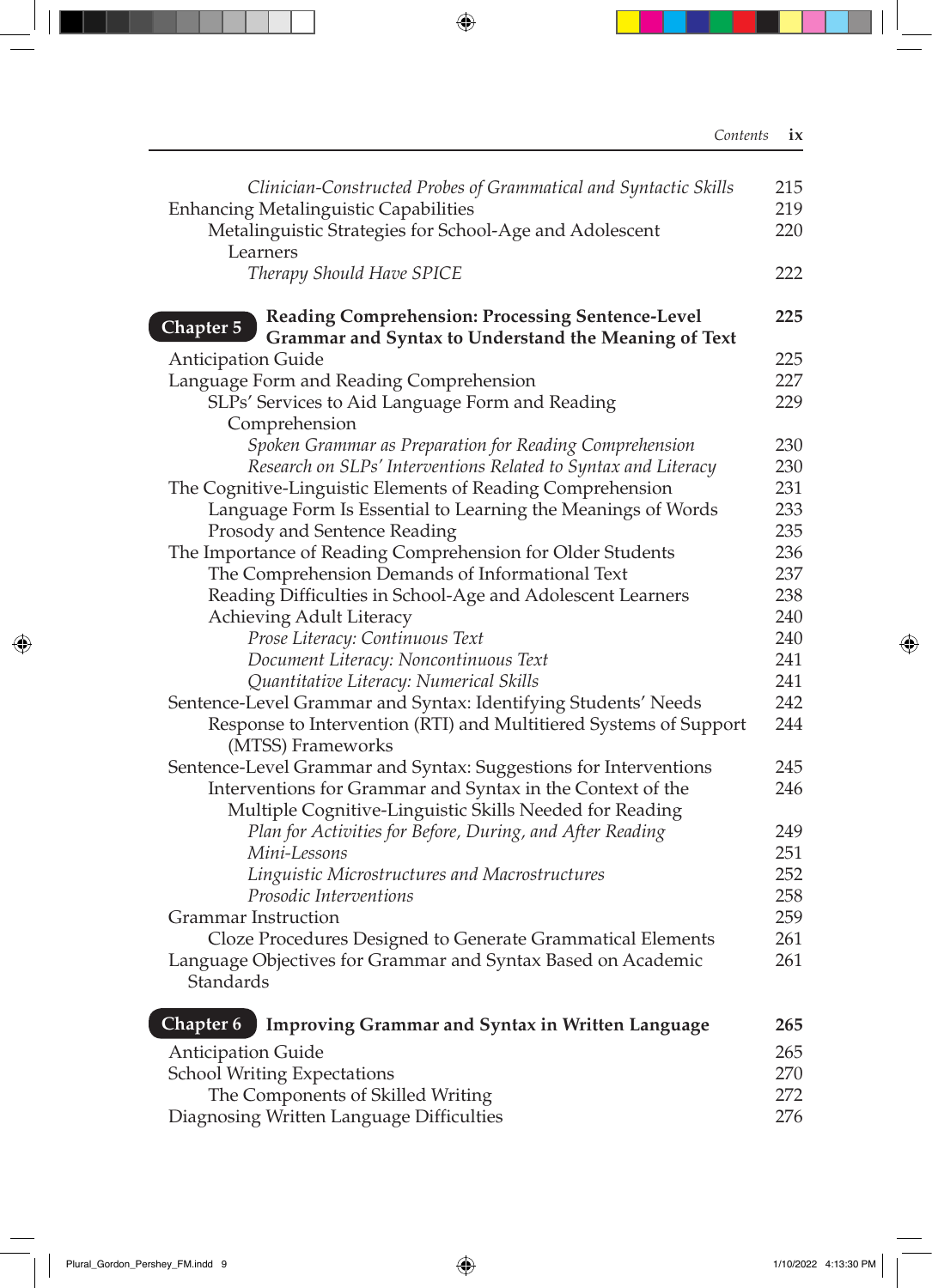*Clinician-Constructed Probes of Grammatical and Syntactic Skills* 215
Enhancing Metalinguistic Capabilities 219
Metalinguistic Strategies for School-Age and Adolescent Learners 220
*Therapy Should Have SPICE* 222

**Chapter 5 Reading Comprehension: Processing Sentence-Level Grammar and Syntax to Understand the Meaning of Text** 225

Anticipation Guide 225
Language Form and Reading Comprehension 227
SLPs' Services to Aid Language Form and Reading Comprehension 229
*Spoken Grammar as Preparation for Reading Comprehension* 230
*Research on SLPs' Interventions Related to Syntax and Literacy* 230
The Cognitive-Linguistic Elements of Reading Comprehension 231
Language Form Is Essential to Learning the Meanings of Words 233
Prosody and Sentence Reading 235
The Importance of Reading Comprehension for Older Students 236
The Comprehension Demands of Informational Text 237
Reading Difficulties in School-Age and Adolescent Learners 238
Achieving Adult Literacy 240
*Prose Literacy: Continuous Text* 240
*Document Literacy: Noncontinuous Text* 241
*Quantitative Literacy: Numerical Skills* 241
Sentence-Level Grammar and Syntax: Identifying Students' Needs 242
Response to Intervention (RTI) and Multitiered Systems of Support (MTSS) Frameworks 244
Sentence-Level Grammar and Syntax: Suggestions for Interventions 245
Interventions for Grammar and Syntax in the Context of the Multiple Cognitive-Linguistic Skills Needed for Reading 246
*Plan for Activities for Before, During, and After Reading* 249
*Mini-Lessons* 251
*Linguistic Microstructures and Macrostructures* 252
*Prosodic Interventions* 258
Grammar Instruction 259
Cloze Procedures Designed to Generate Grammatical Elements 261
Language Objectives for Grammar and Syntax Based on Academic Standards 261

**Chapter 6 Improving Grammar and Syntax in Written Language** 265

Anticipation Guide 265
School Writing Expectations 270
The Components of Skilled Writing 272
Diagnosing Written Language Difficulties 276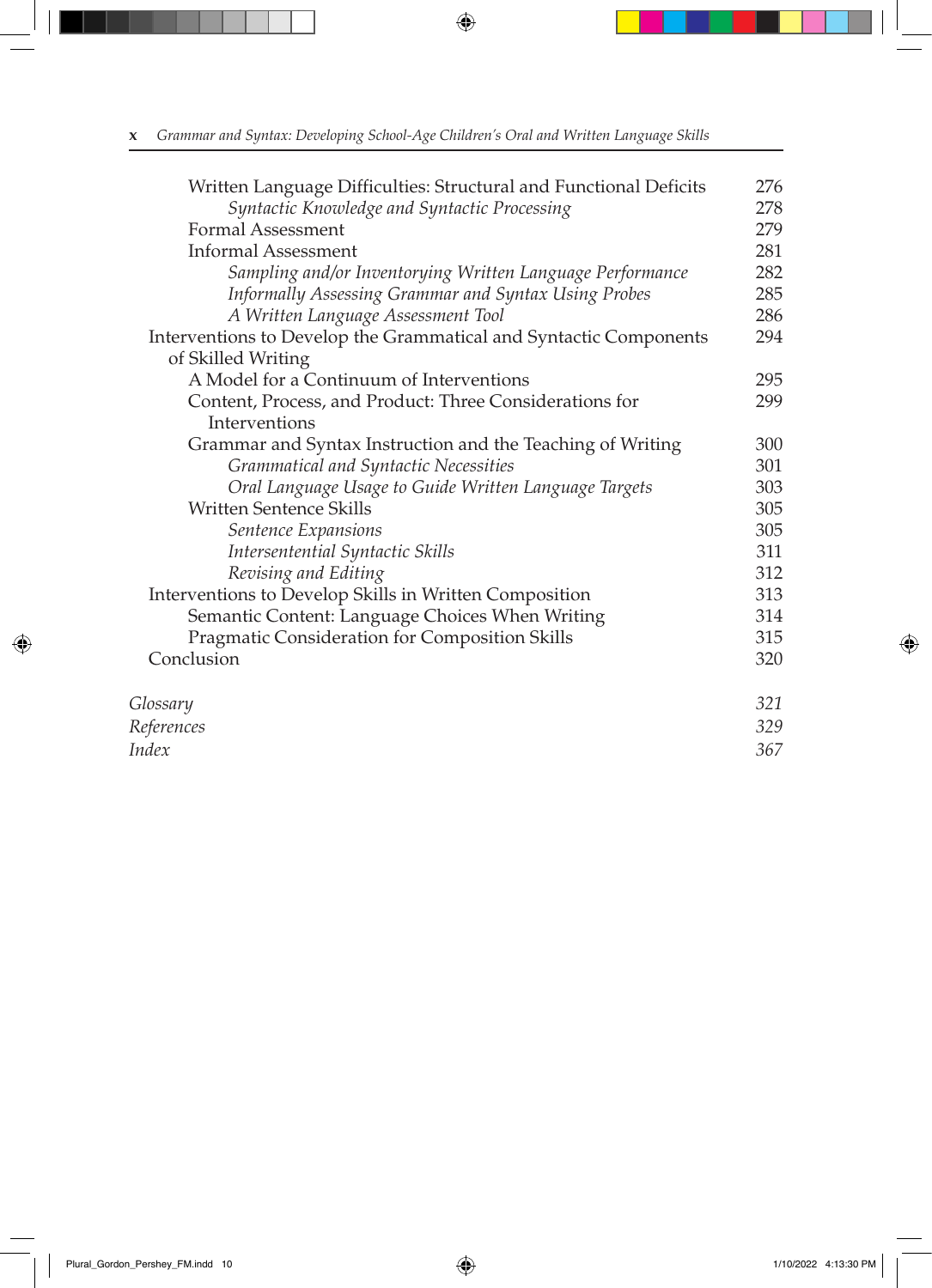| | |
|---|---|
| Written Language Difficulties: Structural and Functional Deficits | 276 |
| *Syntactic Knowledge and Syntactic Processing* | 278 |
| Formal Assessment | 279 |
| Informal Assessment | 281 |
| *Sampling and/or Inventorying Written Language Performance* | 282 |
| *Informally Assessing Grammar and Syntax Using Probes* | 285 |
| *A Written Language Assessment Tool* | 286 |
| Interventions to Develop the Grammatical and Syntactic Components of Skilled Writing | 294 |
| A Model for a Continuum of Interventions | 295 |
| Content, Process, and Product: Three Considerations for Interventions | 299 |
| Grammar and Syntax Instruction and the Teaching of Writing | 300 |
| *Grammatical and Syntactic Necessities* | 301 |
| *Oral Language Usage to Guide Written Language Targets* | 303 |
| Written Sentence Skills | 305 |
| *Sentence Expansions* | 305 |
| *Intersentential Syntactic Skills* | 311 |
| *Revising and Editing* | 312 |
| Interventions to Develop Skills in Written Composition | 313 |
| Semantic Content: Language Choices When Writing | 314 |
| Pragmatic Consideration for Composition Skills | 315 |
| Conclusion | 320 |
| | |
| *Glossary* | *321* |
| *References* | *329* |
| *Index* | *367* |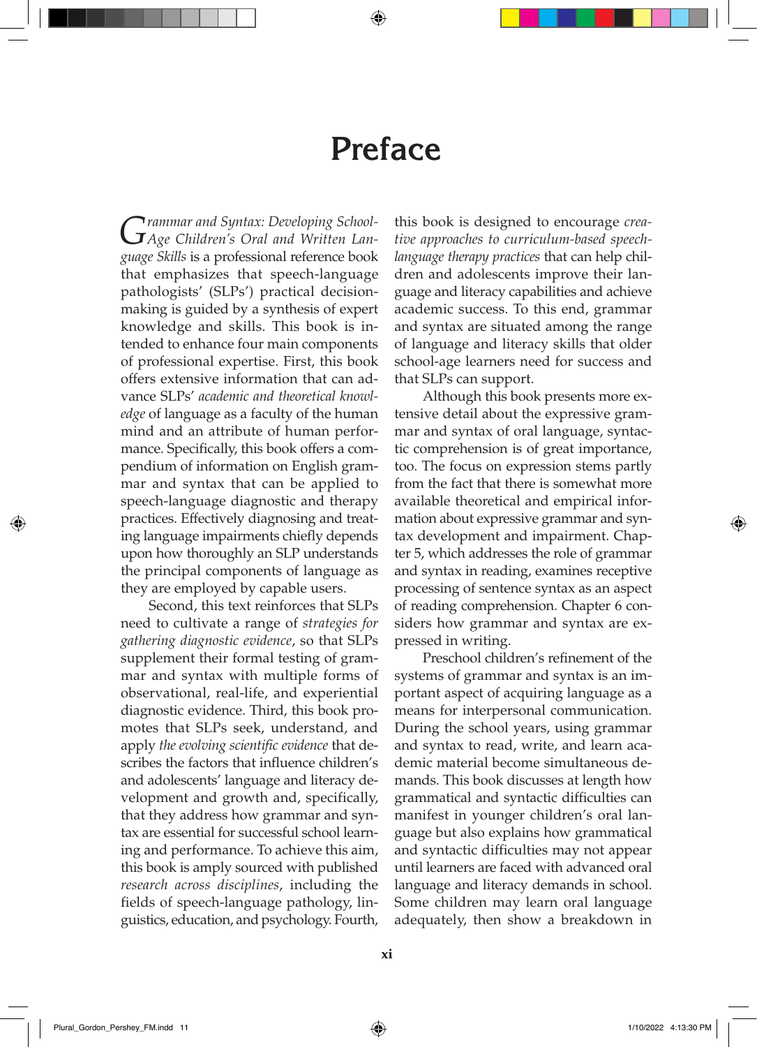# Preface

*Grammar and Syntax: Developing School-Age Children's Oral and Written Language Skills* is a professional reference book that emphasizes that speech-language pathologists' (SLPs') practical decision-making is guided by a synthesis of expert knowledge and skills. This book is intended to enhance four main components of professional expertise. First, this book offers extensive information that can advance SLPs' *academic and theoretical knowledge* of language as a faculty of the human mind and an attribute of human performance. Specifically, this book offers a compendium of information on English grammar and syntax that can be applied to speech-language diagnostic and therapy practices. Effectively diagnosing and treating language impairments chiefly depends upon how thoroughly an SLP understands the principal components of language as they are employed by capable users.

Second, this text reinforces that SLPs need to cultivate a range of *strategies for gathering diagnostic evidence*, so that SLPs supplement their formal testing of grammar and syntax with multiple forms of observational, real-life, and experiential diagnostic evidence. Third, this book promotes that SLPs seek, understand, and apply *the evolving scientific evidence* that describes the factors that influence children's and adolescents' language and literacy development and growth and, specifically, that they address how grammar and syntax are essential for successful school learning and performance. To achieve this aim, this book is amply sourced with published *research across disciplines*, including the fields of speech-language pathology, linguistics, education, and psychology. Fourth, this book is designed to encourage *creative approaches to curriculum-based speech-language therapy practices* that can help children and adolescents improve their language and literacy capabilities and achieve academic success. To this end, grammar and syntax are situated among the range of language and literacy skills that older school-age learners need for success and that SLPs can support.

Although this book presents more extensive detail about the expressive grammar and syntax of oral language, syntactic comprehension is of great importance, too. The focus on expression stems partly from the fact that there is somewhat more available theoretical and empirical information about expressive grammar and syntax development and impairment. Chapter 5, which addresses the role of grammar and syntax in reading, examines receptive processing of sentence syntax as an aspect of reading comprehension. Chapter 6 considers how grammar and syntax are expressed in writing.

Preschool children's refinement of the systems of grammar and syntax is an important aspect of acquiring language as a means for interpersonal communication. During the school years, using grammar and syntax to read, write, and learn academic material become simultaneous demands. This book discusses at length how grammatical and syntactic difficulties can manifest in younger children's oral language but also explains how grammatical and syntactic difficulties may not appear until learners are faced with advanced oral language and literacy demands in school. Some children may learn oral language adequately, then show a breakdown in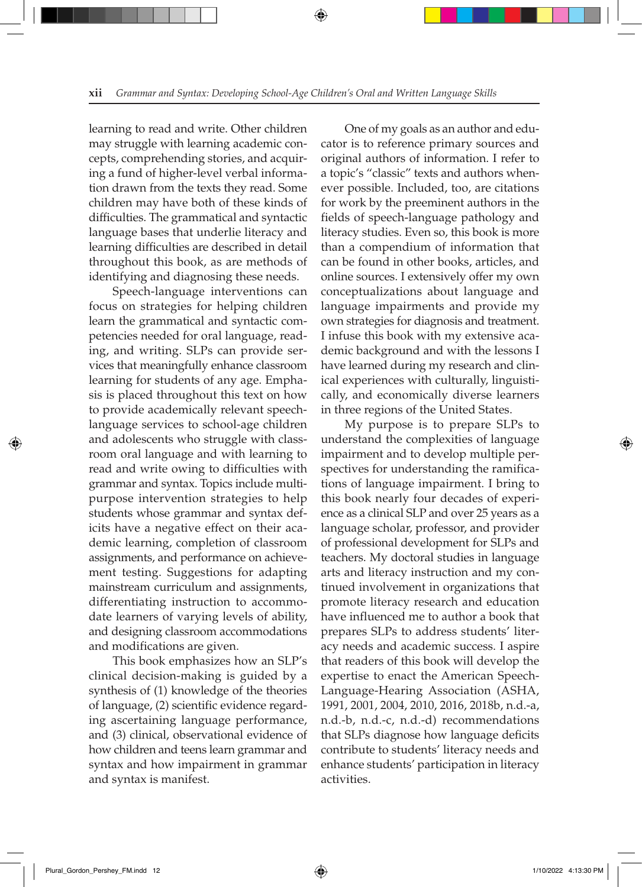learning to read and write. Other children may struggle with learning academic concepts, comprehending stories, and acquiring a fund of higher-level verbal information drawn from the texts they read. Some children may have both of these kinds of difficulties. The grammatical and syntactic language bases that underlie literacy and learning difficulties are described in detail throughout this book, as are methods of identifying and diagnosing these needs.

Speech-language interventions can focus on strategies for helping children learn the grammatical and syntactic competencies needed for oral language, reading, and writing. SLPs can provide services that meaningfully enhance classroom learning for students of any age. Emphasis is placed throughout this text on how to provide academically relevant speech-language services to school-age children and adolescents who struggle with classroom oral language and with learning to read and write owing to difficulties with grammar and syntax. Topics include multipurpose intervention strategies to help students whose grammar and syntax deficits have a negative effect on their academic learning, completion of classroom assignments, and performance on achievement testing. Suggestions for adapting mainstream curriculum and assignments, differentiating instruction to accommodate learners of varying levels of ability, and designing classroom accommodations and modifications are given.

This book emphasizes how an SLP's clinical decision-making is guided by a synthesis of (1) knowledge of the theories of language, (2) scientific evidence regarding ascertaining language performance, and (3) clinical, observational evidence of how children and teens learn grammar and syntax and how impairment in grammar and syntax is manifest.

One of my goals as an author and educator is to reference primary sources and original authors of information. I refer to a topic's "classic" texts and authors whenever possible. Included, too, are citations for work by the preeminent authors in the fields of speech-language pathology and literacy studies. Even so, this book is more than a compendium of information that can be found in other books, articles, and online sources. I extensively offer my own conceptualizations about language and language impairments and provide my own strategies for diagnosis and treatment. I infuse this book with my extensive academic background and with the lessons I have learned during my research and clinical experiences with culturally, linguistically, and economically diverse learners in three regions of the United States.

My purpose is to prepare SLPs to understand the complexities of language impairment and to develop multiple perspectives for understanding the ramifications of language impairment. I bring to this book nearly four decades of experience as a clinical SLP and over 25 years as a language scholar, professor, and provider of professional development for SLPs and teachers. My doctoral studies in language arts and literacy instruction and my continued involvement in organizations that promote literacy research and education have influenced me to author a book that prepares SLPs to address students' literacy needs and academic success. I aspire that readers of this book will develop the expertise to enact the American Speech-Language-Hearing Association (ASHA, 1991, 2001, 2004, 2010, 2016, 2018b, n.d.-a, n.d.-b, n.d.-c, n.d.-d) recommendations that SLPs diagnose how language deficits contribute to students' literacy needs and enhance students' participation in literacy activities.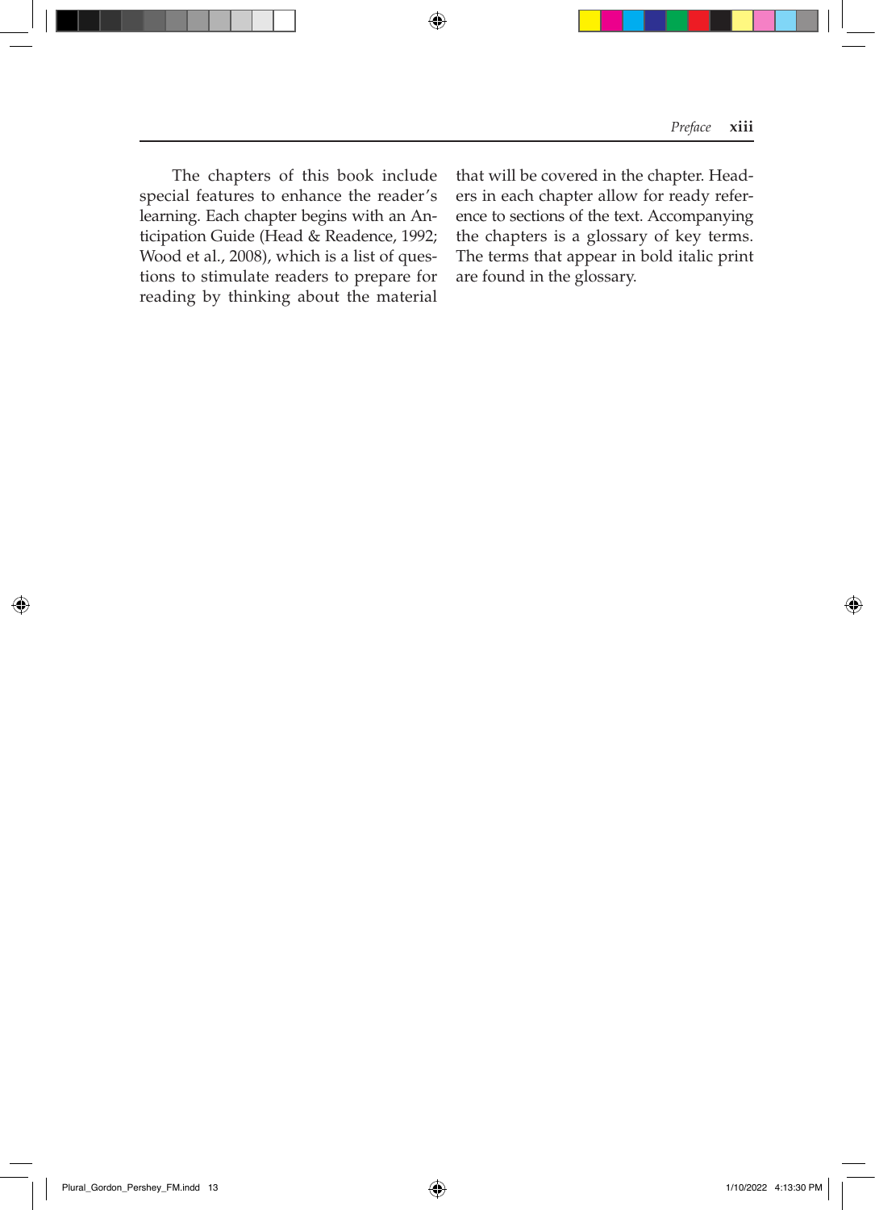The chapters of this book include special features to enhance the reader's learning. Each chapter begins with an Anticipation Guide (Head & Readence, 1992; Wood et al., 2008), which is a list of questions to stimulate readers to prepare for reading by thinking about the material that will be covered in the chapter. Headers in each chapter allow for ready reference to sections of the text. Accompanying the chapters is a glossary of key terms. The terms that appear in bold italic print are found in the glossary.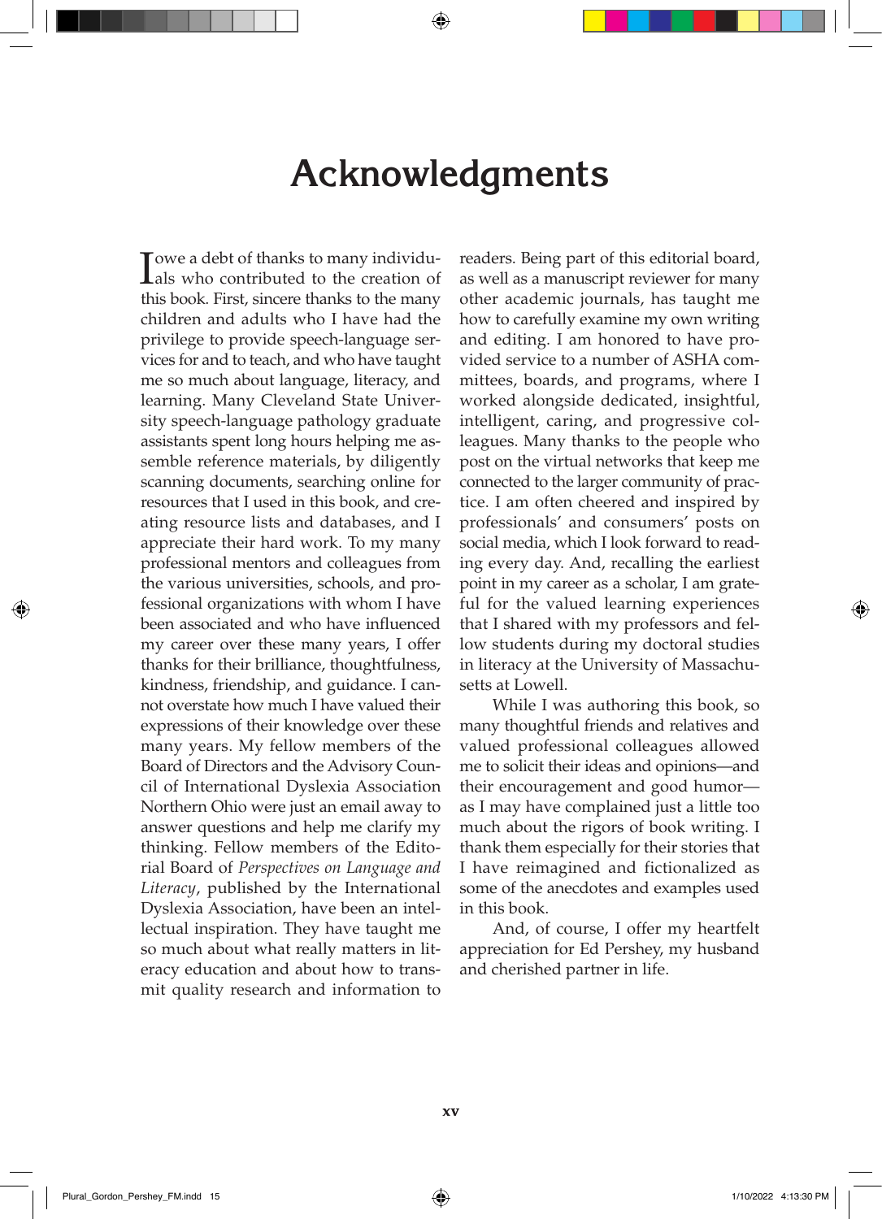# Acknowledgments

I owe a debt of thanks to many individuals who contributed to the creation of this book. First, sincere thanks to the many children and adults who I have had the privilege to provide speech-language services for and to teach, and who have taught me so much about language, literacy, and learning. Many Cleveland State University speech-language pathology graduate assistants spent long hours helping me assemble reference materials, by diligently scanning documents, searching online for resources that I used in this book, and creating resource lists and databases, and I appreciate their hard work. To my many professional mentors and colleagues from the various universities, schools, and professional organizations with whom I have been associated and who have influenced my career over these many years, I offer thanks for their brilliance, thoughtfulness, kindness, friendship, and guidance. I cannot overstate how much I have valued their expressions of their knowledge over these many years. My fellow members of the Board of Directors and the Advisory Council of International Dyslexia Association Northern Ohio were just an email away to answer questions and help me clarify my thinking. Fellow members of the Editorial Board of *Perspectives on Language and Literacy*, published by the International Dyslexia Association, have been an intellectual inspiration. They have taught me so much about what really matters in literacy education and about how to transmit quality research and information to readers. Being part of this editorial board, as well as a manuscript reviewer for many other academic journals, has taught me how to carefully examine my own writing and editing. I am honored to have provided service to a number of ASHA committees, boards, and programs, where I worked alongside dedicated, insightful, intelligent, caring, and progressive colleagues. Many thanks to the people who post on the virtual networks that keep me connected to the larger community of practice. I am often cheered and inspired by professionals' and consumers' posts on social media, which I look forward to reading every day. And, recalling the earliest point in my career as a scholar, I am grateful for the valued learning experiences that I shared with my professors and fellow students during my doctoral studies in literacy at the University of Massachusetts at Lowell.

While I was authoring this book, so many thoughtful friends and relatives and valued professional colleagues allowed me to solicit their ideas and opinions—and their encouragement and good humor—as I may have complained just a little too much about the rigors of book writing. I thank them especially for their stories that I have reimagined and fictionalized as some of the anecdotes and examples used in this book.

And, of course, I offer my heartfelt appreciation for Ed Pershey, my husband and cherished partner in life.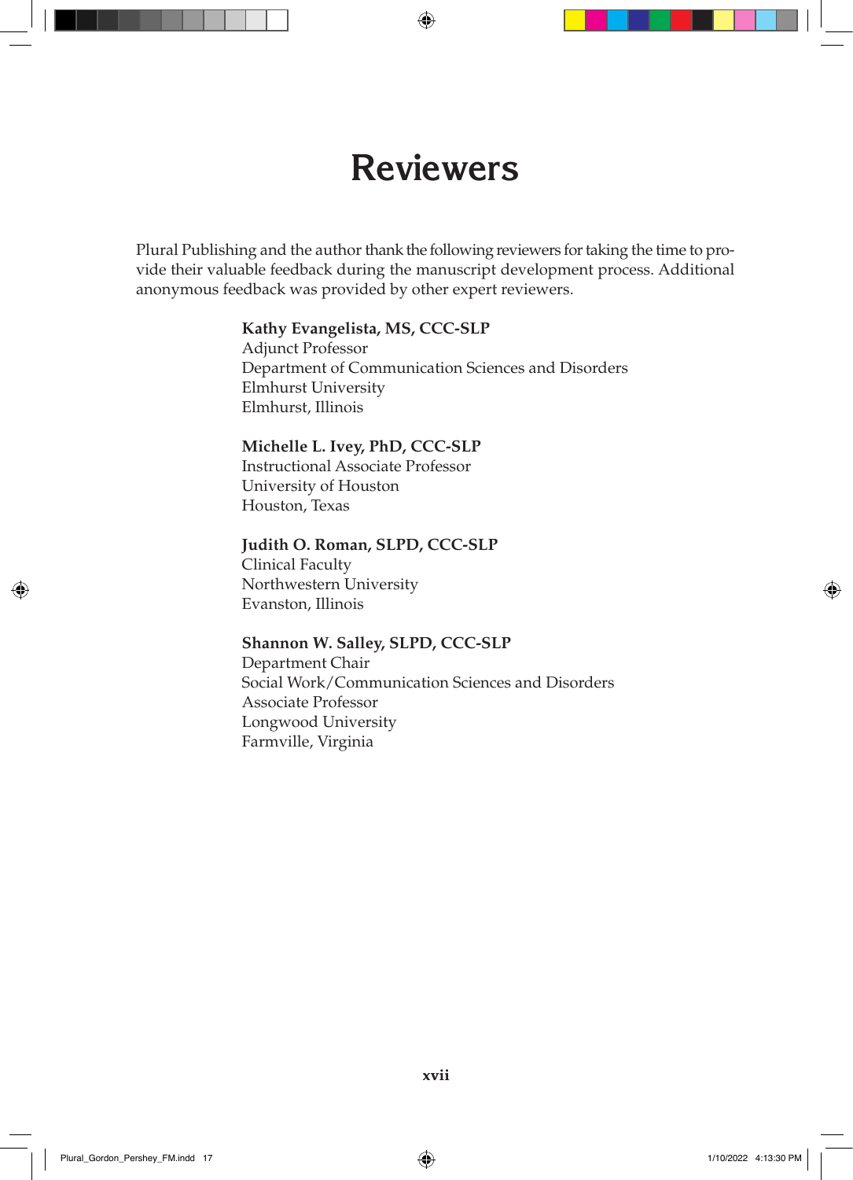# Reviewers

Plural Publishing and the author thank the following reviewers for taking the time to provide their valuable feedback during the manuscript development process. Additional anonymous feedback was provided by other expert reviewers.

**Kathy Evangelista, MS, CCC-SLP**
Adjunct Professor
Department of Communication Sciences and Disorders
Elmhurst University
Elmhurst, Illinois

**Michelle L. Ivey, PhD, CCC-SLP**
Instructional Associate Professor
University of Houston
Houston, Texas

**Judith O. Roman, SLPD, CCC-SLP**
Clinical Faculty
Northwestern University
Evanston, Illinois

**Shannon W. Salley, SLPD, CCC-SLP**
Department Chair
Social Work/Communication Sciences and Disorders
Associate Professor
Longwood University
Farmville, Virginia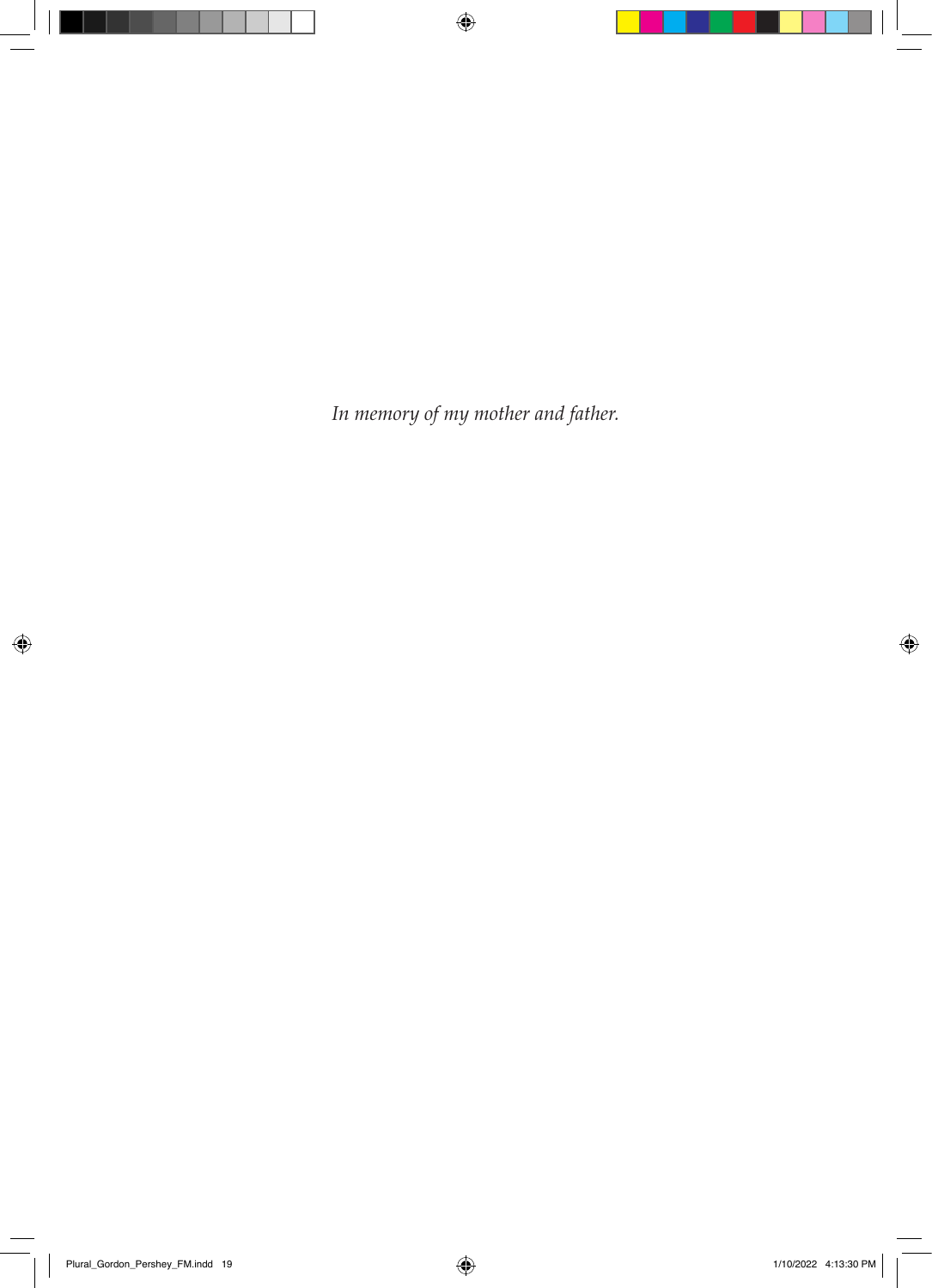*In memory of my mother and father.*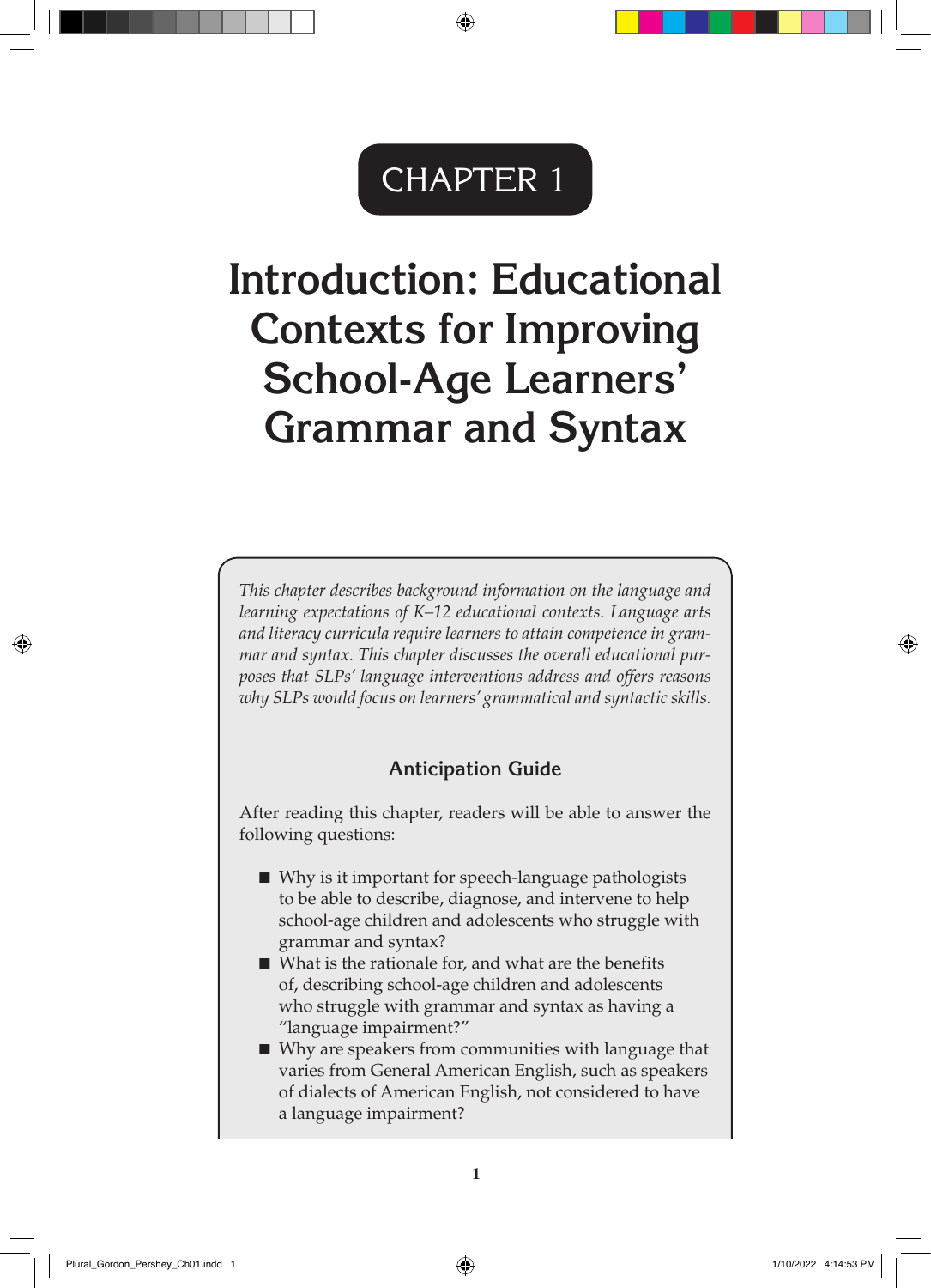# CHAPTER 1

# Introduction: Educational Contexts for Improving School-Age Learners' Grammar and Syntax

*This chapter describes background information on the language and learning expectations of K–12 educational contexts. Language arts and literacy curricula require learners to attain competence in grammar and syntax. This chapter discusses the overall educational purposes that SLPs' language interventions address and offers reasons why SLPs would focus on learners' grammatical and syntactic skills.*

## Anticipation Guide

After reading this chapter, readers will be able to answer the following questions:

- Why is it important for speech-language pathologists to be able to describe, diagnose, and intervene to help school-age children and adolescents who struggle with grammar and syntax?
- What is the rationale for, and what are the benefits of, describing school-age children and adolescents who struggle with grammar and syntax as having a "language impairment?"
- Why are speakers from communities with language that varies from General American English, such as speakers of dialects of American English, not considered to have a language impairment?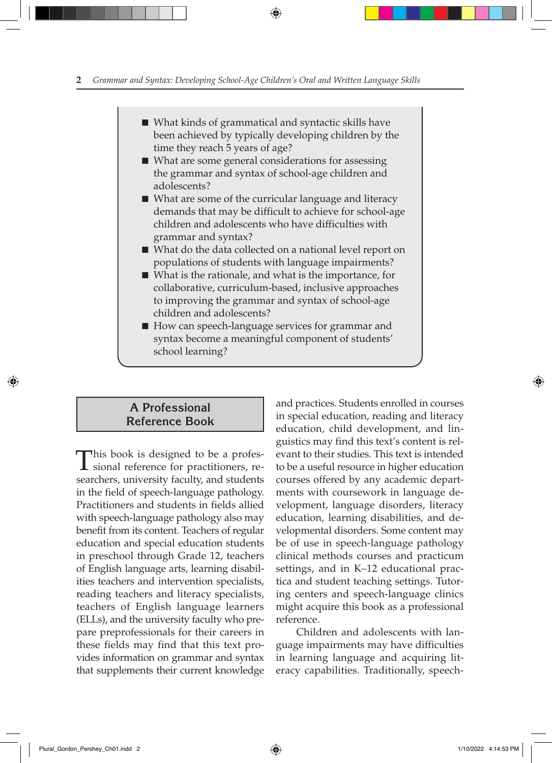- What kinds of grammatical and syntactic skills have been achieved by typically developing children by the time they reach 5 years of age?
- What are some general considerations for assessing the grammar and syntax of school-age children and adolescents?
- What are some of the curricular language and literacy demands that may be difficult to achieve for school-age children and adolescents who have difficulties with grammar and syntax?
- What do the data collected on a national level report on populations of students with language impairments?
- What is the rationale, and what is the importance, for collaborative, curriculum-based, inclusive approaches to improving the grammar and syntax of school-age children and adolescents?
- How can speech-language services for grammar and syntax become a meaningful component of students' school learning?

## A Professional Reference Book

This book is designed to be a professional reference for practitioners, researchers, university faculty, and students in the field of speech-language pathology. Practitioners and students in fields allied with speech-language pathology also may benefit from its content. Teachers of regular education and special education students in preschool through Grade 12, teachers of English language arts, learning disabilities teachers and intervention specialists, reading teachers and literacy specialists, teachers of English language learners (ELLs), and the university faculty who prepare preprofessionals for their careers in these fields may find that this text provides information on grammar and syntax that supplements their current knowledge and practices. Students enrolled in courses in special education, reading and literacy education, child development, and linguistics may find this text's content is relevant to their studies. This text is intended to be a useful resource in higher education courses offered by any academic departments with coursework in language development, language disorders, literacy education, learning disabilities, and developmental disorders. Some content may be of use in speech-language pathology clinical methods courses and practicum settings, and in K–12 educational practica and student teaching settings. Tutoring centers and speech-language clinics might acquire this book as a professional reference.

Children and adolescents with language impairments may have difficulties in learning language and acquiring literacy capabilities. Traditionally, speech-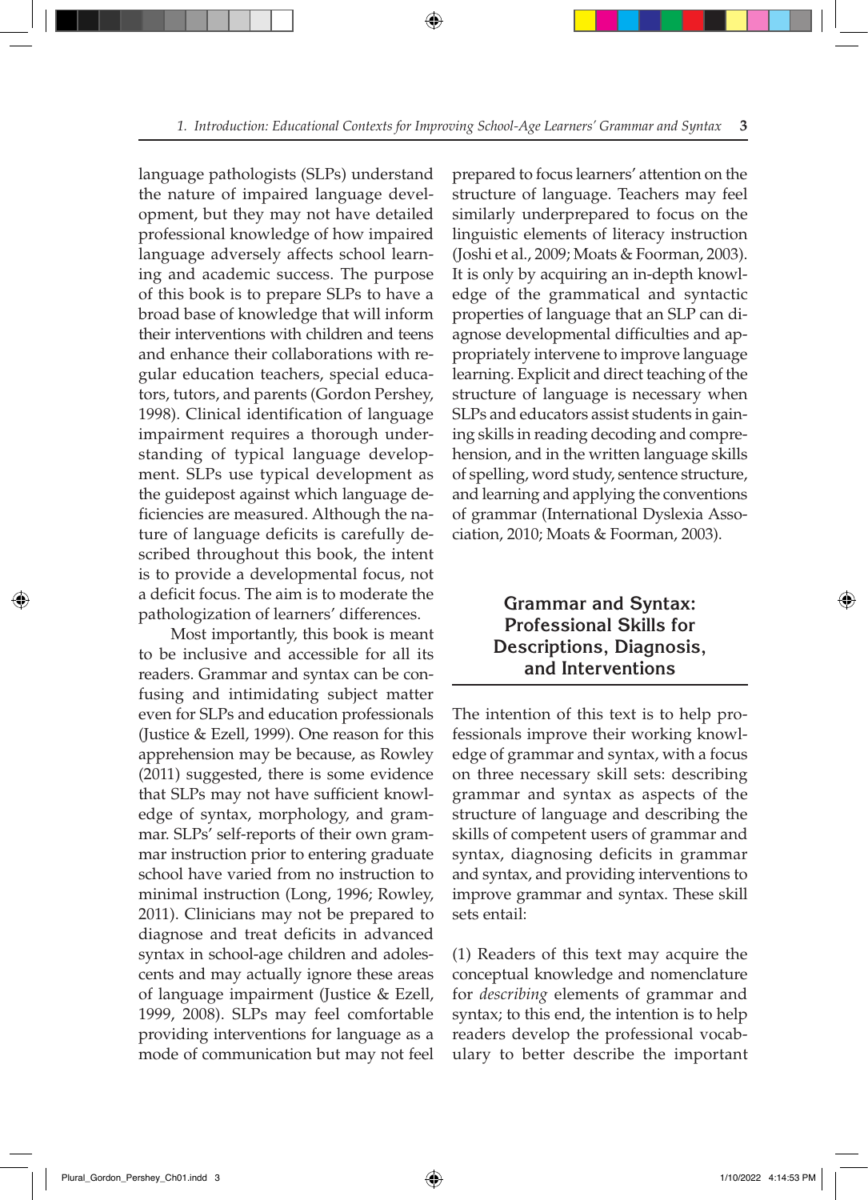language pathologists (SLPs) understand the nature of impaired language development, but they may not have detailed professional knowledge of how impaired language adversely affects school learning and academic success. The purpose of this book is to prepare SLPs to have a broad base of knowledge that will inform their interventions with children and teens and enhance their collaborations with regular education teachers, special educators, tutors, and parents (Gordon Pershey, 1998). Clinical identification of language impairment requires a thorough understanding of typical language development. SLPs use typical development as the guidepost against which language deficiencies are measured. Although the nature of language deficits is carefully described throughout this book, the intent is to provide a developmental focus, not a deficit focus. The aim is to moderate the pathologization of learners' differences.

Most importantly, this book is meant to be inclusive and accessible for all its readers. Grammar and syntax can be confusing and intimidating subject matter even for SLPs and education professionals (Justice & Ezell, 1999). One reason for this apprehension may be because, as Rowley (2011) suggested, there is some evidence that SLPs may not have sufficient knowledge of syntax, morphology, and grammar. SLPs' self-reports of their own grammar instruction prior to entering graduate school have varied from no instruction to minimal instruction (Long, 1996; Rowley, 2011). Clinicians may not be prepared to diagnose and treat deficits in advanced syntax in school-age children and adolescents and may actually ignore these areas of language impairment (Justice & Ezell, 1999, 2008). SLPs may feel comfortable providing interventions for language as a mode of communication but may not feel prepared to focus learners' attention on the structure of language. Teachers may feel similarly underprepared to focus on the linguistic elements of literacy instruction (Joshi et al., 2009; Moats & Foorman, 2003). It is only by acquiring an in-depth knowledge of the grammatical and syntactic properties of language that an SLP can diagnose developmental difficulties and appropriately intervene to improve language learning. Explicit and direct teaching of the structure of language is necessary when SLPs and educators assist students in gaining skills in reading decoding and comprehension, and in the written language skills of spelling, word study, sentence structure, and learning and applying the conventions of grammar (International Dyslexia Association, 2010; Moats & Foorman, 2003).

## Grammar and Syntax: Professional Skills for Descriptions, Diagnosis, and Interventions

The intention of this text is to help professionals improve their working knowledge of grammar and syntax, with a focus on three necessary skill sets: describing grammar and syntax as aspects of the structure of language and describing the skills of competent users of grammar and syntax, diagnosing deficits in grammar and syntax, and providing interventions to improve grammar and syntax. These skill sets entail:

(1) Readers of this text may acquire the conceptual knowledge and nomenclature for *describing* elements of grammar and syntax; to this end, the intention is to help readers develop the professional vocabulary to better describe the important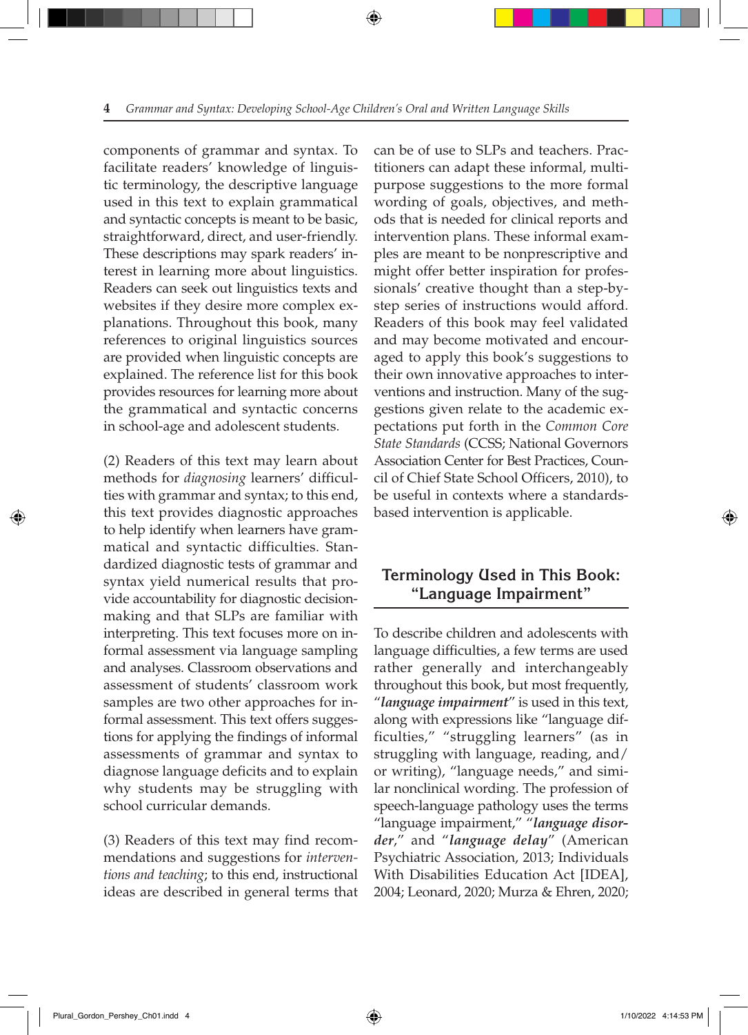components of grammar and syntax. To facilitate readers' knowledge of linguistic terminology, the descriptive language used in this text to explain grammatical and syntactic concepts is meant to be basic, straightforward, direct, and user-friendly. These descriptions may spark readers' interest in learning more about linguistics. Readers can seek out linguistics texts and websites if they desire more complex explanations. Throughout this book, many references to original linguistics sources are provided when linguistic concepts are explained. The reference list for this book provides resources for learning more about the grammatical and syntactic concerns in school-age and adolescent students.

(2) Readers of this text may learn about methods for *diagnosing* learners' difficulties with grammar and syntax; to this end, this text provides diagnostic approaches to help identify when learners have grammatical and syntactic difficulties. Standardized diagnostic tests of grammar and syntax yield numerical results that provide accountability for diagnostic decision-making and that SLPs are familiar with interpreting. This text focuses more on informal assessment via language sampling and analyses. Classroom observations and assessment of students' classroom work samples are two other approaches for informal assessment. This text offers suggestions for applying the findings of informal assessments of grammar and syntax to diagnose language deficits and to explain why students may be struggling with school curricular demands.

(3) Readers of this text may find recommendations and suggestions for *interventions and teaching*; to this end, instructional ideas are described in general terms that can be of use to SLPs and teachers. Practitioners can adapt these informal, multipurpose suggestions to the more formal wording of goals, objectives, and methods that is needed for clinical reports and intervention plans. These informal examples are meant to be nonprescriptive and might offer better inspiration for professionals' creative thought than a step-by-step series of instructions would afford. Readers of this book may feel validated and may become motivated and encouraged to apply this book's suggestions to their own innovative approaches to interventions and instruction. Many of the suggestions given relate to the academic expectations put forth in the *Common Core State Standards* (CCSS; National Governors Association Center for Best Practices, Council of Chief State School Officers, 2010), to be useful in contexts where a standards-based intervention is applicable.

## Terminology Used in This Book: "Language Impairment"

To describe children and adolescents with language difficulties, a few terms are used rather generally and interchangeably throughout this book, but most frequently, "***language impairment***" is used in this text, along with expressions like "language difficulties," "struggling learners" (as in struggling with language, reading, and/or writing), "language needs," and similar nonclinical wording. The profession of speech-language pathology uses the terms "language impairment," "***language disorder***," and "***language delay***" (American Psychiatric Association, 2013; Individuals With Disabilities Education Act [IDEA], 2004; Leonard, 2020; Murza & Ehren, 2020;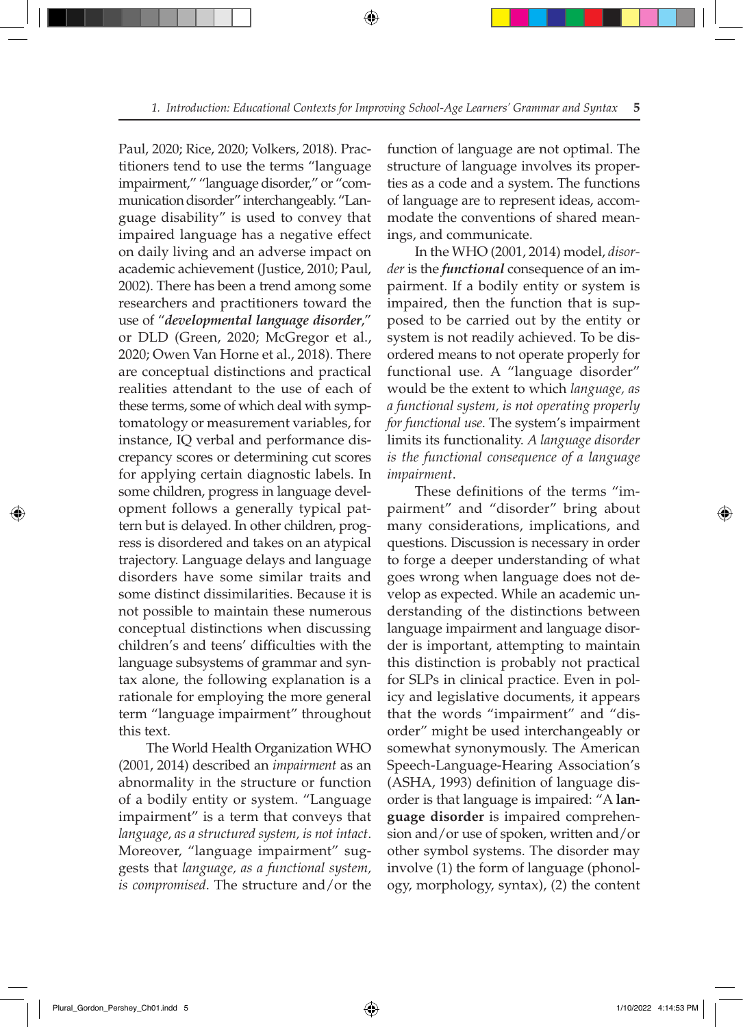Paul, 2020; Rice, 2020; Volkers, 2018). Practitioners tend to use the terms "language impairment," "language disorder," or "communication disorder" interchangeably. "Language disability" is used to convey that impaired language has a negative effect on daily living and an adverse impact on academic achievement (Justice, 2010; Paul, 2002). There has been a trend among some researchers and practitioners toward the use of "***developmental language disorder***," or DLD (Green, 2020; McGregor et al., 2020; Owen Van Horne et al., 2018). There are conceptual distinctions and practical realities attendant to the use of each of these terms, some of which deal with symptomatology or measurement variables, for instance, IQ verbal and performance discrepancy scores or determining cut scores for applying certain diagnostic labels. In some children, progress in language development follows a generally typical pattern but is delayed. In other children, progress is disordered and takes on an atypical trajectory. Language delays and language disorders have some similar traits and some distinct dissimilarities. Because it is not possible to maintain these numerous conceptual distinctions when discussing children's and teens' difficulties with the language subsystems of grammar and syntax alone, the following explanation is a rationale for employing the more general term "language impairment" throughout this text.

The World Health Organization WHO (2001, 2014) described an *impairment* as an abnormality in the structure or function of a bodily entity or system. "Language impairment" is a term that conveys that *language, as a structured system, is not intact*. Moreover, "language impairment" suggests that *language, as a functional system, is compromised*. The structure and/or the function of language are not optimal. The structure of language involves its properties as a code and a system. The functions of language are to represent ideas, accommodate the conventions of shared meanings, and communicate.

In the WHO (2001, 2014) model, *disorder* is the ***functional*** consequence of an impairment. If a bodily entity or system is impaired, then the function that is supposed to be carried out by the entity or system is not readily achieved. To be disordered means to not operate properly for functional use. A "language disorder" would be the extent to which *language, as a functional system, is not operating properly for functional use*. The system's impairment limits its functionality. *A language disorder is the functional consequence of a language impairment*.

These definitions of the terms "impairment" and "disorder" bring about many considerations, implications, and questions. Discussion is necessary in order to forge a deeper understanding of what goes wrong when language does not develop as expected. While an academic understanding of the distinctions between language impairment and language disorder is important, attempting to maintain this distinction is probably not practical for SLPs in clinical practice. Even in policy and legislative documents, it appears that the words "impairment" and "disorder" might be used interchangeably or somewhat synonymously. The American Speech-Language-Hearing Association's (ASHA, 1993) definition of language disorder is that language is impaired: "A **language disorder** is impaired comprehension and/or use of spoken, written and/or other symbol systems. The disorder may involve (1) the form of language (phonology, morphology, syntax), (2) the content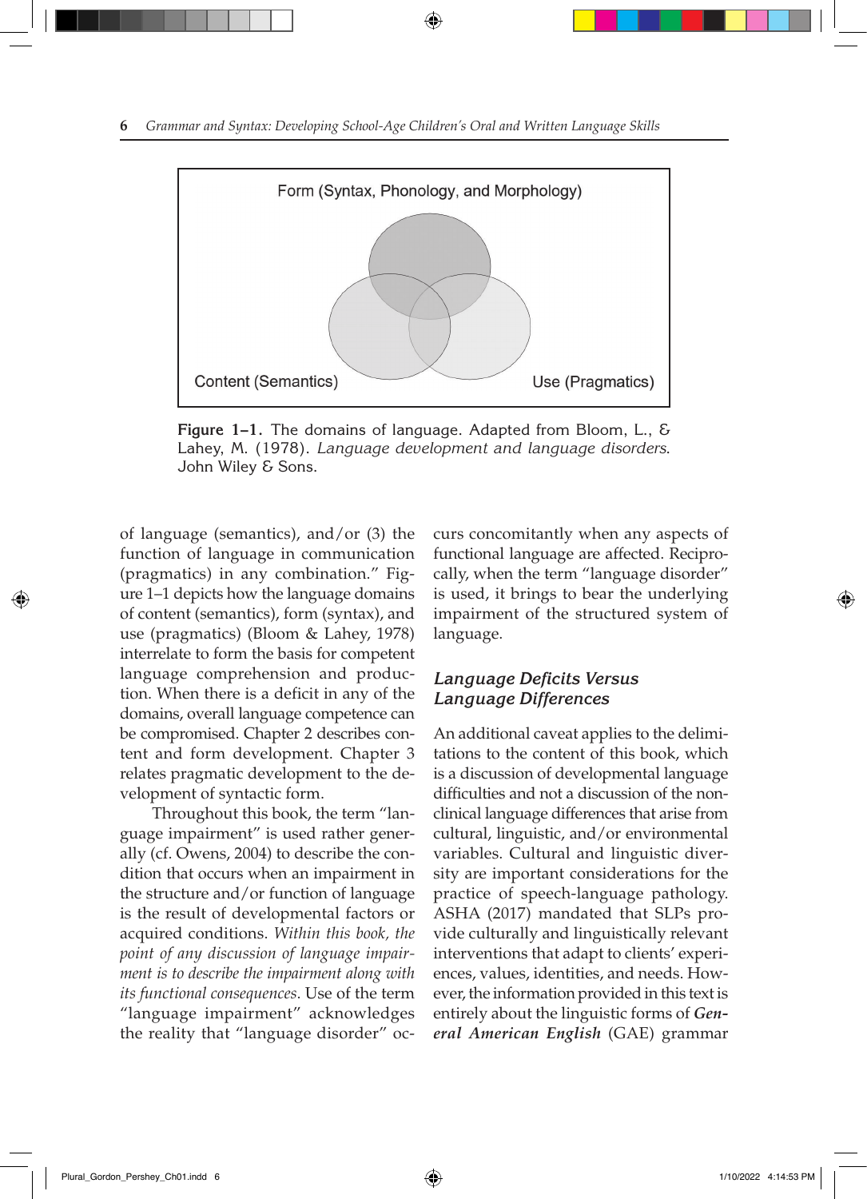Form (Syntax, Phonology, and Morphology)

Content (Semantics)

Use (Pragmatics)

**Figure 1–1.** The domains of language. Adapted from Bloom, L., & Lahey, M. (1978). *Language development and language disorders*. John Wiley & Sons.

of language (semantics), and/or (3) the function of language in communication (pragmatics) in any combination." Figure 1–1 depicts how the language domains of content (semantics), form (syntax), and use (pragmatics) (Bloom & Lahey, 1978) interrelate to form the basis for competent language comprehension and production. When there is a deficit in any of the domains, overall language competence can be compromised. Chapter 2 describes content and form development. Chapter 3 relates pragmatic development to the development of syntactic form.

Throughout this book, the term "language impairment" is used rather generally (cf. Owens, 2004) to describe the condition that occurs when an impairment in the structure and/or function of language is the result of developmental factors or acquired conditions. *Within this book, the point of any discussion of language impairment is to describe the impairment along with its functional consequences*. Use of the term "language impairment" acknowledges the reality that "language disorder" occurs concomitantly when any aspects of functional language are affected. Reciprocally, when the term "language disorder" is used, it brings to bear the underlying impairment of the structured system of language.

### *Language Deficits Versus Language Differences*

An additional caveat applies to the delimitations to the content of this book, which is a discussion of developmental language difficulties and not a discussion of the nonclinical language differences that arise from cultural, linguistic, and/or environmental variables. Cultural and linguistic diversity are important considerations for the practice of speech-language pathology. ASHA (2017) mandated that SLPs provide culturally and linguistically relevant interventions that adapt to clients' experiences, values, identities, and needs. However, the information provided in this text is entirely about the linguistic forms of ***General American English*** (GAE) grammar